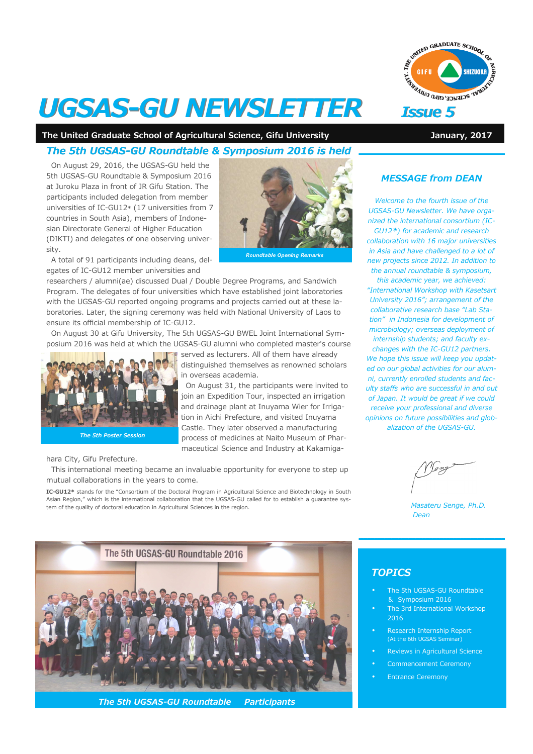# UGSAS-GU NEWSLETTER

**Issue 5**

**The United Graduate School of Agricultural Science, Gifu University** **January, 2017**

## *The 5th UGSAS-GU Roundtable & Symposium 2016 is held*

On August 29, 2016, the UGSAS-GU held the 5th UGSAS-GU Roundtable & Symposium 2016 at Juroku Plaza in front of JR Gifu Station. The participants included delegation from member universities of IC-GU12* (17 universities from 7 countries in South Asia), members of Indonesian Directorate General of Higher Education (DIKTI) and delegates of one observing university.

*Roundtable Opening Remarks*

A total of 91 participants including deans, delegates of IC-GU12 member universities and researchers / alumni(ae) discussed Dual / Double Degree Programs, and Sandwich Program. The delegates of four universities which have established joint laboratories with the UGSAS-GU reported ongoing programs and projects carried out at these laboratories. Later, the signing ceremony was held with National University of Laos to ensure its official membership of IC-GU12.

On August 30 at Gifu University, The 5th UGSAS-GU BWEL Joint International Symposium 2016 was held at which the UGSAS-GU alumni who completed master's course served as lecturers. All of them have already distinguished themselves as renowned scholars in overseas academia.

*The 5th Poster Session*

On August 31, the participants were invited to join an Expedition Tour, inspected an irrigation and drainage plant at Inuyama Wier for Irrigation in Aichi Prefecture, and visited Inuyama Castle. They later observed a manufacturing process of medicines at Naito Museum of Pharmaceutical Science and Industry at Kakamigahara City, Gifu Prefecture.

This international meeting became an invaluable opportunity for everyone to step up mutual collaborations in the years to come.

**IC-GU12*** stands for the "Consortium of the Doctoral Program in Agricultural Science and Biotechnology in South Asian Region," which is the international collaboration that the UGSAS-GU called for to establish a guarantee system of the quality of doctoral education in Agricultural Sciences in the region.

*The 5th UGSAS-GU Roundtable Participants*

## *MESSAGE from DEAN*

*Welcome to the fourth issue of the UGSAS-GU Newsletter. We have organized the international consortium (IC-GU12*) for academic and research collaboration with 16 major universities in Asia and have challenged to a lot of new projects since 2012. In addition to the annual roundtable & symposium, this academic year, we achieved: "International Workshop with Kasetsart University 2016"; arrangement of the collaborative research base "Lab Station" in Indonesia for development of microbiology; overseas deployment of internship students; and faculty exchanges with the IC-GU12 partners. We hope this issue will keep you updated on our global activities for our alumni, currently enrolled students and faculty staffs who are successful in and out of Japan. It would be great if we could receive your professional and diverse opinions on future possibilities and globalization of the UGSAS-GU.*

*Masateru Senge, Ph.D.*
*Dean*

## *TOPICS*

- The 5th UGSAS-GU Roundtable & Symposium 2016
- The 3rd International Workshop 2016
- Research Internship Report (At the 6th UGSAS Seminar)
- Reviews in Agricultural Science
- Commencement Ceremony
- Entrance Ceremony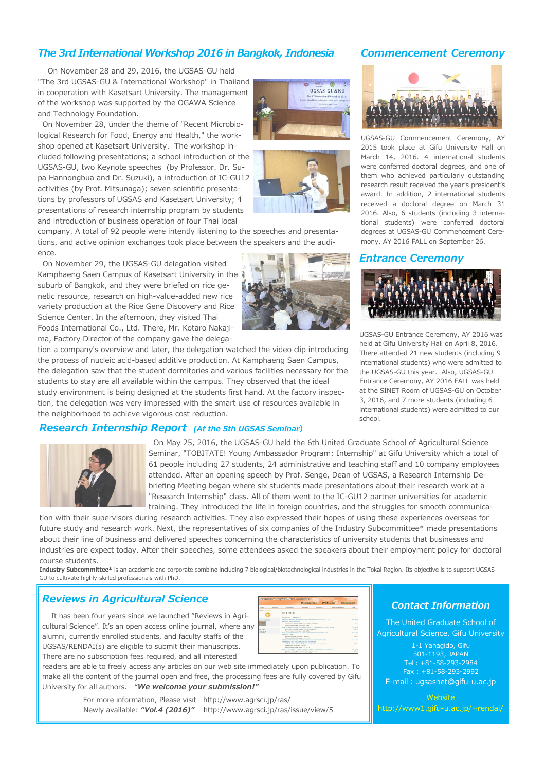## *The 3rd International Workshop 2016 in Bangkok, Indonesia*

On November 28 and 29, 2016, the UGSAS-GU held "The 3rd UGSAS-GU & International Workshop" in Thailand in cooperation with Kasetsart University. The management of the workshop was supported by the OGAWA Science and Technology Foundation.

On November 28, under the theme of "Recent Microbiological Research for Food, Energy and Health," the workshop opened at Kasetsart University. The workshop included following presentations; a school introduction of the UGSAS-GU, two Keynote speeches (by Professor. Dr. Supa Hannongbua and Dr. Suzuki), a introduction of IC-GU12 activities (by Prof. Mitsunaga); seven scientific presentations by professors of UGSAS and Kasetsart University; 4 presentations of research internship program by students and introduction of business operation of four Thai local company. A total of 92 people were intently listening to the speeches and presentations, and active opinion exchanges took place between the speakers and the audience.

On November 29, the UGSAS-GU delegation visited Kamphaeng Saen Campus of Kasetsart University in the suburb of Bangkok, and they were briefed on rice genetic resource, research on high-value-added new rice variety production at the Rice Gene Discovery and Rice Science Center. In the afternoon, they visited Thai Foods International Co., Ltd. There, Mr. Kotaro Nakajima, Factory Director of the company gave the delegation a company's overview and later, the delegation watched the video clip introducing the process of nucleic acid-based additive production. At Kamphaeng Saen Campus, the delegation saw that the student dormitories and various facilities necessary for the students to stay are all available within the campus. They observed that the ideal study environment is being designed at the students first hand. At the factory inspection, the delegation was very impressed with the smart use of resources available in the neighborhood to achieve vigorous cost reduction.

## *Commencement Ceremony*

UGSAS-GU Commencement Ceremony, AY 2015 took place at Gifu University Hall on March 14, 2016. 4 international students were conferred doctoral degrees, and one of them who achieved particularly outstanding research result received the year's president's award. In addition, 2 international students received a doctoral degree on March 31 2016. Also, 6 students (including 3 international students) were conferred doctoral degrees at UGSAS-GU Commencement Ceremony, AY 2016 FALL on September 26.

## *Entrance Ceremony*

UGSAS-GU Entrance Ceremony, AY 2016 was held at Gifu University Hall on April 8, 2016. There attended 21 new students (including 9 international students) who were admitted to the UGSAS-GU this year. Also, UGSAS-GU Entrance Ceremony, AY 2016 FALL was held at the SINET Room of UGSAS-GU on October 3, 2016, and 7 more students (including 6 international students) were admitted to our school.

## *Research Internship Report* *(At the 5th UGSAS Seminar)*

On May 25, 2016, the UGSAS-GU held the 6th United Graduate School of Agricultural Science Seminar, "TOBITATE! Young Ambassador Program: Internship" at Gifu University which a total of 61 people including 27 students, 24 administrative and teaching staff and 10 company employees attended. After an opening speech by Prof. Senge, Dean of UGSAS, a Research Internship Debriefing Meeting began where six students made presentations about their research work at a "Research Internship" class. All of them went to the IC-GU12 partner universities for academic training. They introduced the life in foreign countries, and the struggles for smooth communication with their supervisors during research activities. They also expressed their hopes of using these experiences overseas for future study and research work. Next, the representatives of six companies of the Industry Subcommittee* made presentations about their line of business and delivered speeches concerning the characteristics of university students that businesses and industries are expect today. After their speeches, some attendees asked the speakers about their employment policy for doctoral course students.

**Industry Subcommittee*** is an academic and corporate combine including 7 biological/biotechnological industries in the Tokai Region. Its objective is to support UGSAS-GU to cultivate highly-skilled professionals with PhD.

## *Reviews in Agricultural Science*

It has been four years since we launched "Reviews in Agricultural Science". It's an open access online journal, where any alumni, currently enrolled students, and faculty staffs of the UGSAS/RENDAI(s) are eligible to submit their manuscripts. There are no subscription fees required, and all interested readers are able to freely access any articles on our web site immediately upon publication. To make all the content of the journal open and free, the processing fees are fully covered by Gifu University for all authors. ***"We welcome your submission!"***

For more information, Please visit http://www.agrsci.jp/ras/
Newly available: ***"Vol.4 (2016)"*** http://www.agrsci.jp/ras/issue/view/5

## *Contact Information*

The United Graduate School of Agricultural Science, Gifu University

1-1 Yanagido, Gifu
501-1193, JAPAN
Tel : +81-58-293-2984
Fax : +81-58-293-2992
E-mail : ugsasnet@gifu-u.ac.jp

Website
http://www1.gifu-u.ac.jp/~rendai/